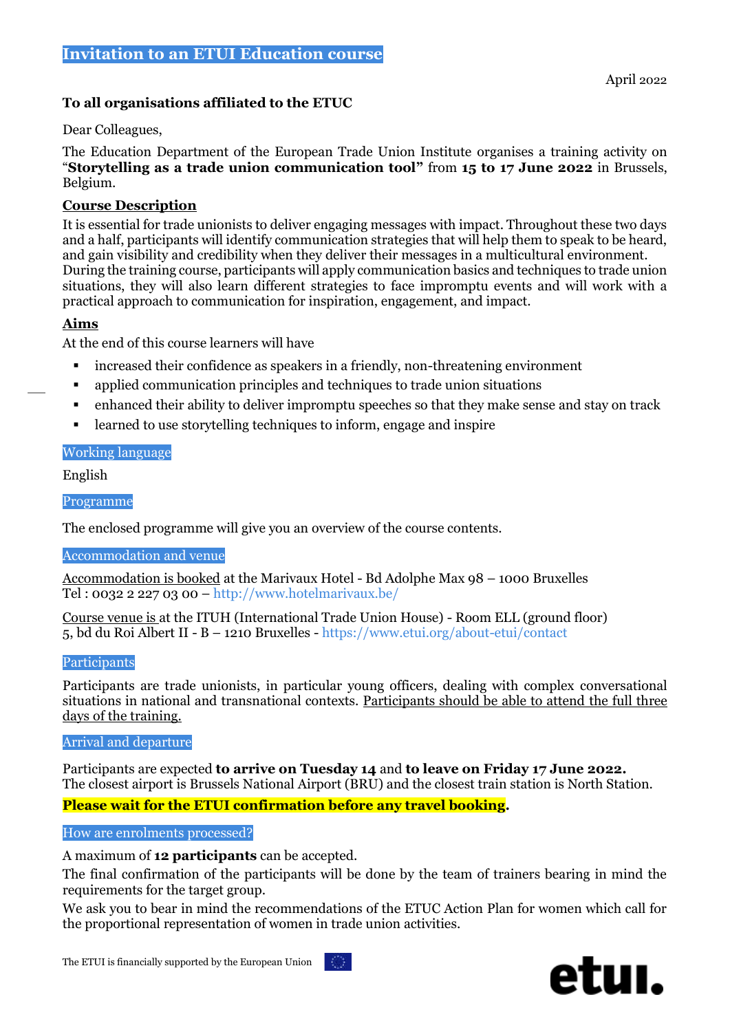# Invitation to an ETUI Education course

April 2022

**To all organisations affiliated to the ETUC**

Dear Colleagues,

The Education Department of the European Trade Union Institute organises a training activity on "**Storytelling as a trade union communication tool"** from **15 to 17 June 2022** in Brussels, Belgium.

## Course Description

It is essential for trade unionists to deliver engaging messages with impact. Throughout these two days and a half, participants will identify communication strategies that will help them to speak to be heard, and gain visibility and credibility when they deliver their messages in a multicultural environment. During the training course, participants will apply communication basics and techniques to trade union situations, they will also learn different strategies to face impromptu events and will work with a practical approach to communication for inspiration, engagement, and impact.

## Aims

At the end of this course learners will have

- increased their confidence as speakers in a friendly, non-threatening environment
- applied communication principles and techniques to trade union situations
- enhanced their ability to deliver impromptu speeches so that they make sense and stay on track
- learned to use storytelling techniques to inform, engage and inspire

### Working language

English

### Programme

The enclosed programme will give you an overview of the course contents.

### Accommodation and venue

Accommodation is booked at the Marivaux Hotel - Bd Adolphe Max 98 – 1000 Bruxelles
Tel : 0032 2 227 03 00 – http://www.hotelmarivaux.be/

Course venue is at the ITUH (International Trade Union House) - Room ELL (ground floor)
5, bd du Roi Albert II - B – 1210 Bruxelles - https://www.etui.org/about-etui/contact

### Participants

Participants are trade unionists, in particular young officers, dealing with complex conversational situations in national and transnational contexts. Participants should be able to attend the full three days of the training.

### Arrival and departure

Participants are expected **to arrive on Tuesday 14** and **to leave on Friday 17 June 2022.**
The closest airport is Brussels National Airport (BRU) and the closest train station is North Station.

**Please wait for the ETUI confirmation before any travel booking.**

### How are enrolments processed?

A maximum of **12 participants** can be accepted.
The final confirmation of the participants will be done by the team of trainers bearing in mind the requirements for the target group.
We ask you to bear in mind the recommendations of the ETUC Action Plan for women which call for the proportional representation of women in trade union activities.

The ETUI is financially supported by the European Union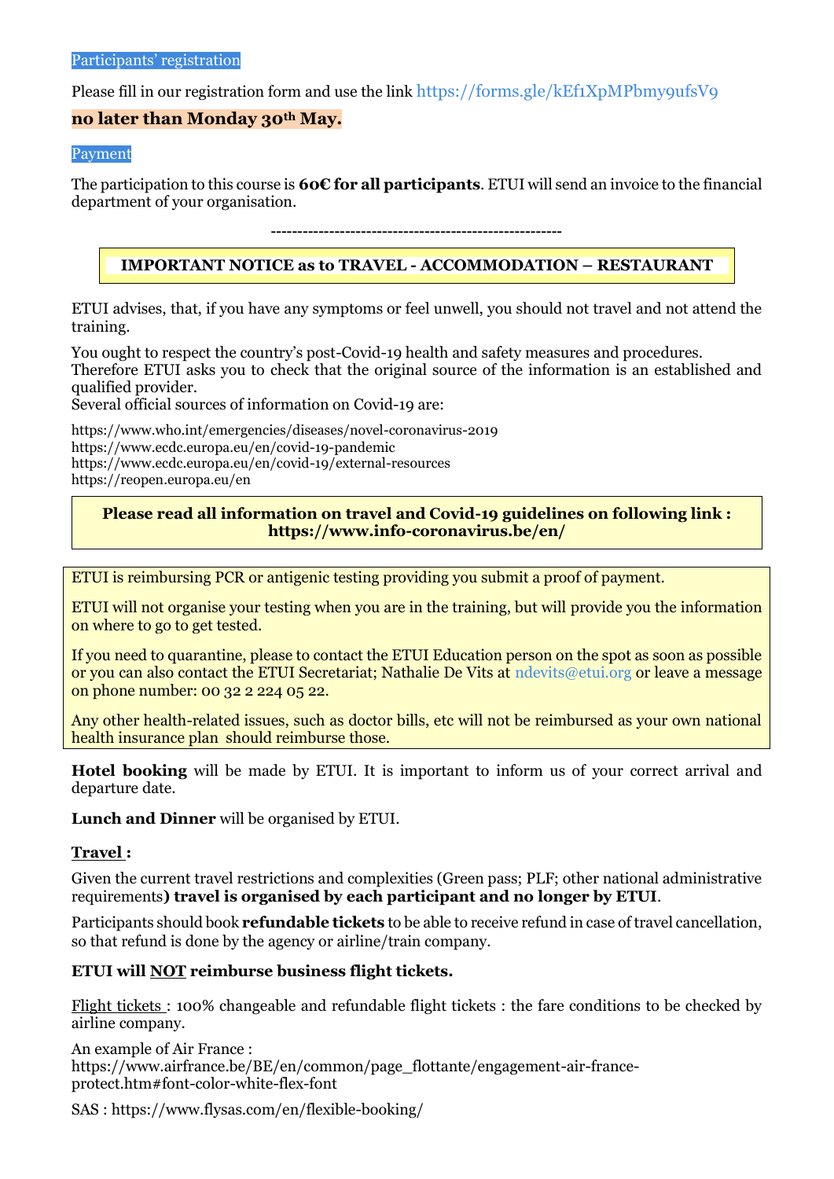Participants' registration

Please fill in our registration form and use the link https://forms.gle/kEf1XpMPbmy9ufsV9

**no later than Monday 30th May.**

Payment

The participation to this course is **60€ for all participants**. ETUI will send an invoice to the financial department of your organisation.

-------------------------------------------------------

**IMPORTANT NOTICE as to TRAVEL - ACCOMMODATION – RESTAURANT**

ETUI advises, that, if you have any symptoms or feel unwell, you should not travel and not attend the training.

You ought to respect the country's post-Covid-19 health and safety measures and procedures. Therefore ETUI asks you to check that the original source of the information is an established and qualified provider.
Several official sources of information on Covid-19 are:

https://www.who.int/emergencies/diseases/novel-coronavirus-2019
https://www.ecdc.europa.eu/en/covid-19-pandemic
https://www.ecdc.europa.eu/en/covid-19/external-resources
https://reopen.europa.eu/en

**Please read all information on travel and Covid-19 guidelines on following link : https://www.info-coronavirus.be/en/**

ETUI is reimbursing PCR or antigenic testing providing you submit a proof of payment.

ETUI will not organise your testing when you are in the training, but will provide you the information on where to go to get tested.

If you need to quarantine, please to contact the ETUI Education person on the spot as soon as possible or you can also contact the ETUI Secretariat; Nathalie De Vits at ndevits@etui.org or leave a message on phone number: 00 32 2 224 05 22.

Any other health-related issues, such as doctor bills, etc will not be reimbursed as your own national health insurance plan should reimburse those.

**Hotel booking** will be made by ETUI. It is important to inform us of your correct arrival and departure date.

**Lunch and Dinner** will be organised by ETUI.

**Travel :**

Given the current travel restrictions and complexities (Green pass; PLF; other national administrative requirements**) travel is organised by each participant and no longer by ETUI**.

Participants should book **refundable tickets** to be able to receive refund in case of travel cancellation, so that refund is done by the agency or airline/train company.

**ETUI will NOT reimburse business flight tickets.**

Flight tickets : 100% changeable and refundable flight tickets : the fare conditions to be checked by airline company.

An example of Air France :
https://www.airfrance.be/BE/en/common/page_flottante/engagement-air-france-protect.htm#font-color-white-flex-font

SAS : https://www.flysas.com/en/flexible-booking/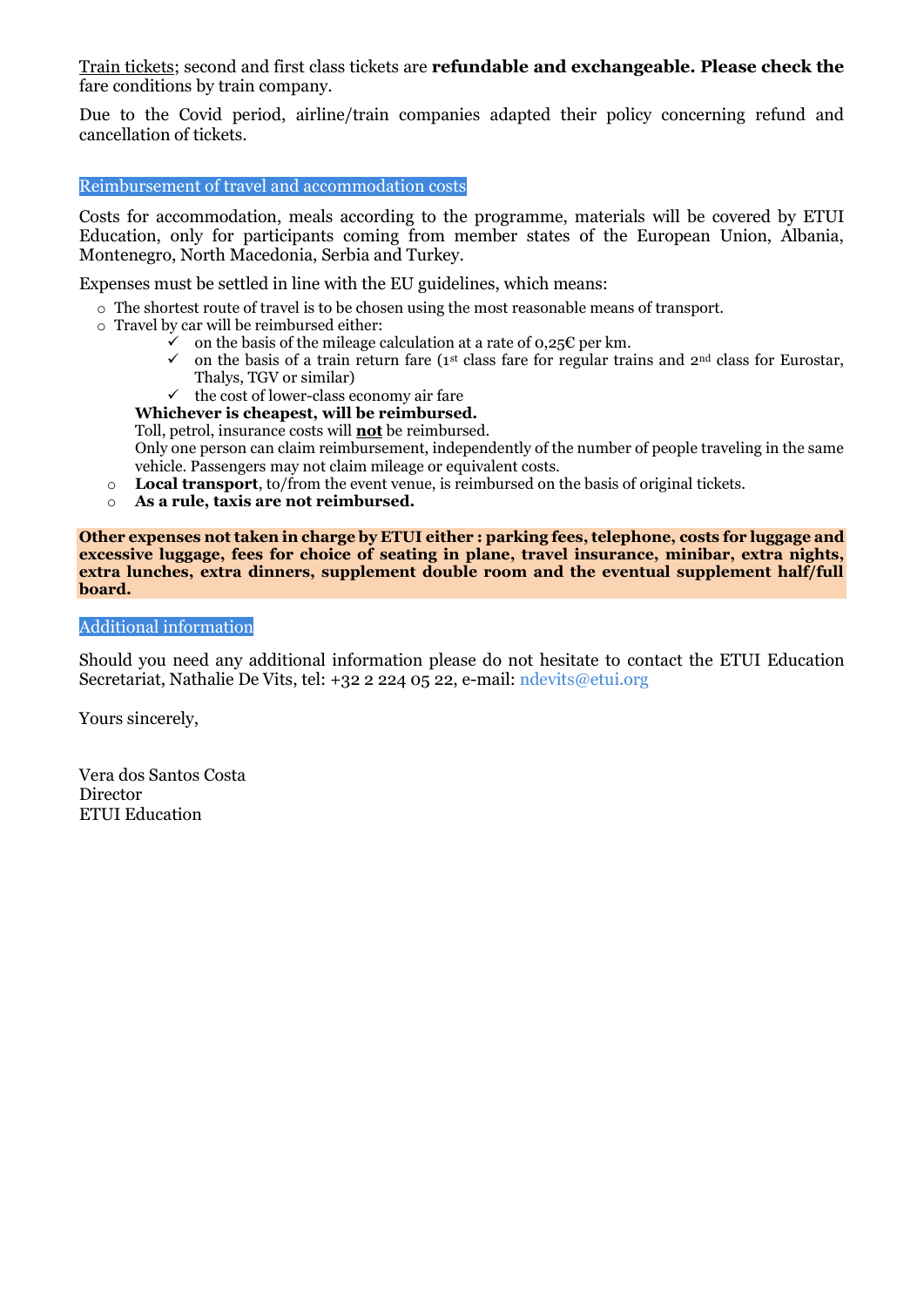<u>Train tickets</u>; second and first class tickets are **refundable and exchangeable. Please check the** fare conditions by train company.

Due to the Covid period, airline/train companies adapted their policy concerning refund and cancellation of tickets.

## Reimbursement of travel and accommodation costs

Costs for accommodation, meals according to the programme, materials will be covered by ETUI Education, only for participants coming from member states of the European Union, Albania, Montenegro, North Macedonia, Serbia and Turkey.

Expenses must be settled in line with the EU guidelines, which means:

- The shortest route of travel is to be chosen using the most reasonable means of transport.
- Travel by car will be reimbursed either:
  - ✓ on the basis of the mileage calculation at a rate of 0,25€ per km.
  - ✓ on the basis of a train return fare (1st class fare for regular trains and 2nd class for Eurostar, Thalys, TGV or similar)
  - ✓ the cost of lower-class economy air fare

  **Whichever is cheapest, will be reimbursed.**
  Toll, petrol, insurance costs will <u>**not**</u> be reimbursed.
  Only one person can claim reimbursement, independently of the number of people traveling in the same vehicle. Passengers may not claim mileage or equivalent costs.
- **Local transport**, to/from the event venue, is reimbursed on the basis of original tickets.
- **As a rule, taxis are not reimbursed.**

**Other expenses not taken in charge by ETUI either : parking fees, telephone, costs for luggage and excessive luggage, fees for choice of seating in plane, travel insurance, minibar, extra nights, extra lunches, extra dinners, supplement double room and the eventual supplement half/full board.**

## Additional information

Should you need any additional information please do not hesitate to contact the ETUI Education Secretariat, Nathalie De Vits, tel: +32 2 224 05 22, e-mail: ndevits@etui.org

Yours sincerely,

Vera dos Santos Costa
Director
ETUI Education